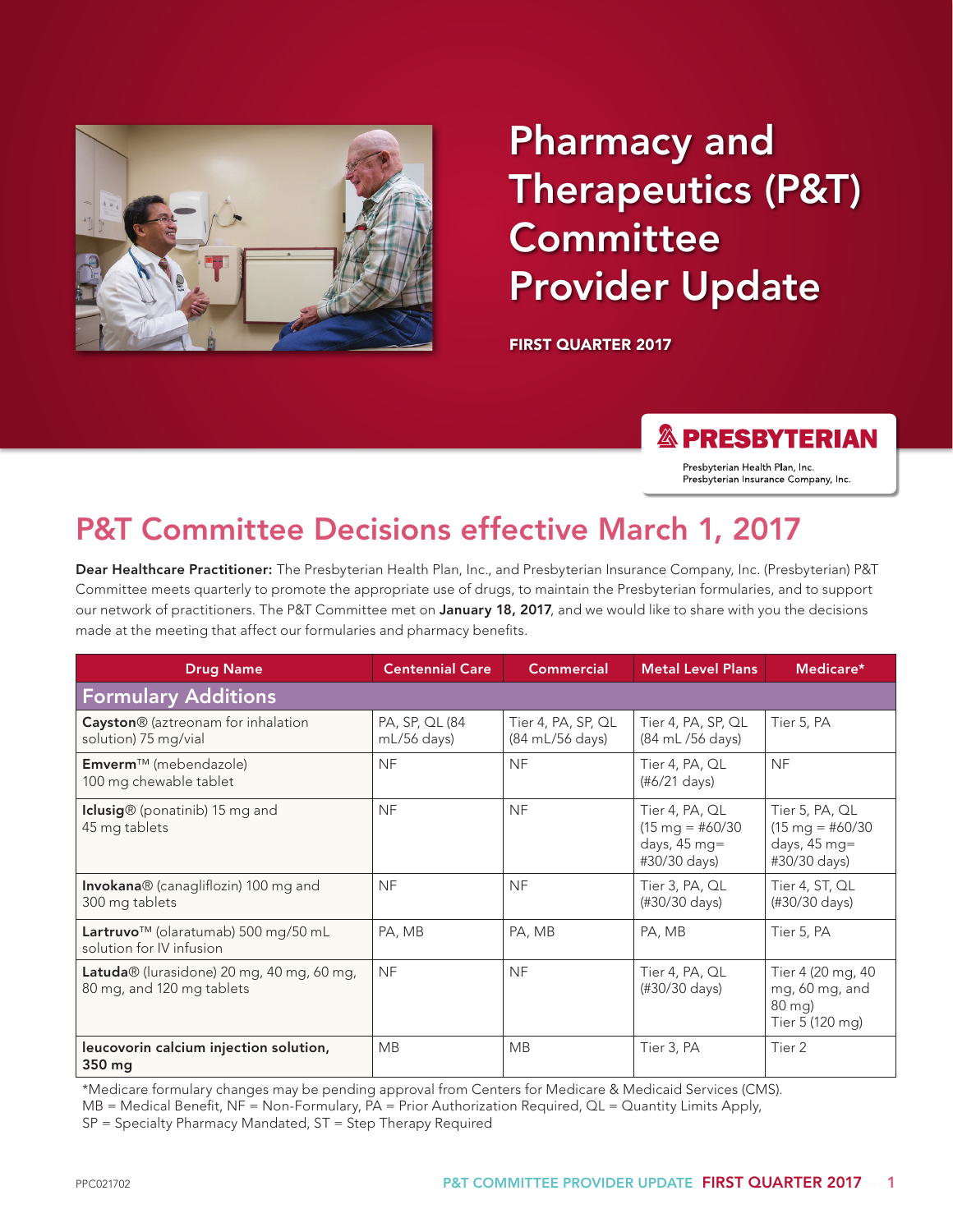# Pharmacy and Therapeutics (P&T) Committee Provider Update

**FIRST QUARTER 2017**

PRESBYTERIAN

Presbyterian Health Plan, Inc.
Presbyterian Insurance Company, Inc.

## P&T Committee Decisions effective March 1, 2017

**Dear Healthcare Practitioner:** The Presbyterian Health Plan, Inc., and Presbyterian Insurance Company, Inc. (Presbyterian) P&T Committee meets quarterly to promote the appropriate use of drugs, to maintain the Presbyterian formularies, and to support our network of practitioners. The P&T Committee met on **January 18, 2017**, and we would like to share with you the decisions made at the meeting that affect our formularies and pharmacy benefits.

| Drug Name | Centennial Care | Commercial | Metal Level Plans | Medicare* |
|---|---|---|---|---|
| **Formulary Additions** | | | | |
| **Cayston**® (aztreonam for inhalation solution) 75 mg/vial | PA, SP, QL (84 mL/56 days) | Tier 4, PA, SP, QL (84 mL/56 days) | Tier 4, PA, SP, QL (84 mL /56 days) | Tier 5, PA |
| **Emverm**™ (mebendazole) 100 mg chewable tablet | NF | NF | Tier 4, PA, QL (#6/21 days) | NF |
| **Iclusig**® (ponatinib) 15 mg and 45 mg tablets | NF | NF | Tier 4, PA, QL (15 mg = #60/30 days, 45 mg= #30/30 days) | Tier 5, PA, QL (15 mg = #60/30 days, 45 mg= #30/30 days) |
| **Invokana**® (canagliflozin) 100 mg and 300 mg tablets | NF | NF | Tier 3, PA, QL (#30/30 days) | Tier 4, ST, QL (#30/30 days) |
| **Lartruvo**™ (olaratumab) 500 mg/50 mL solution for IV infusion | PA, MB | PA, MB | PA, MB | Tier 5, PA |
| **Latuda**® (lurasidone) 20 mg, 40 mg, 60 mg, 80 mg, and 120 mg tablets | NF | NF | Tier 4, PA, QL (#30/30 days) | Tier 4 (20 mg, 40 mg, 60 mg, and 80 mg) Tier 5 (120 mg) |
| **leucovorin calcium injection solution, 350 mg** | MB | MB | Tier 3, PA | Tier 2 |

*Medicare formulary changes may be pending approval from Centers for Medicare & Medicaid Services (CMS).
MB = Medical Benefit, NF = Non-Formulary, PA = Prior Authorization Required, QL = Quantity Limits Apply,
SP = Specialty Pharmacy Mandated, ST = Step Therapy Required

PPC021702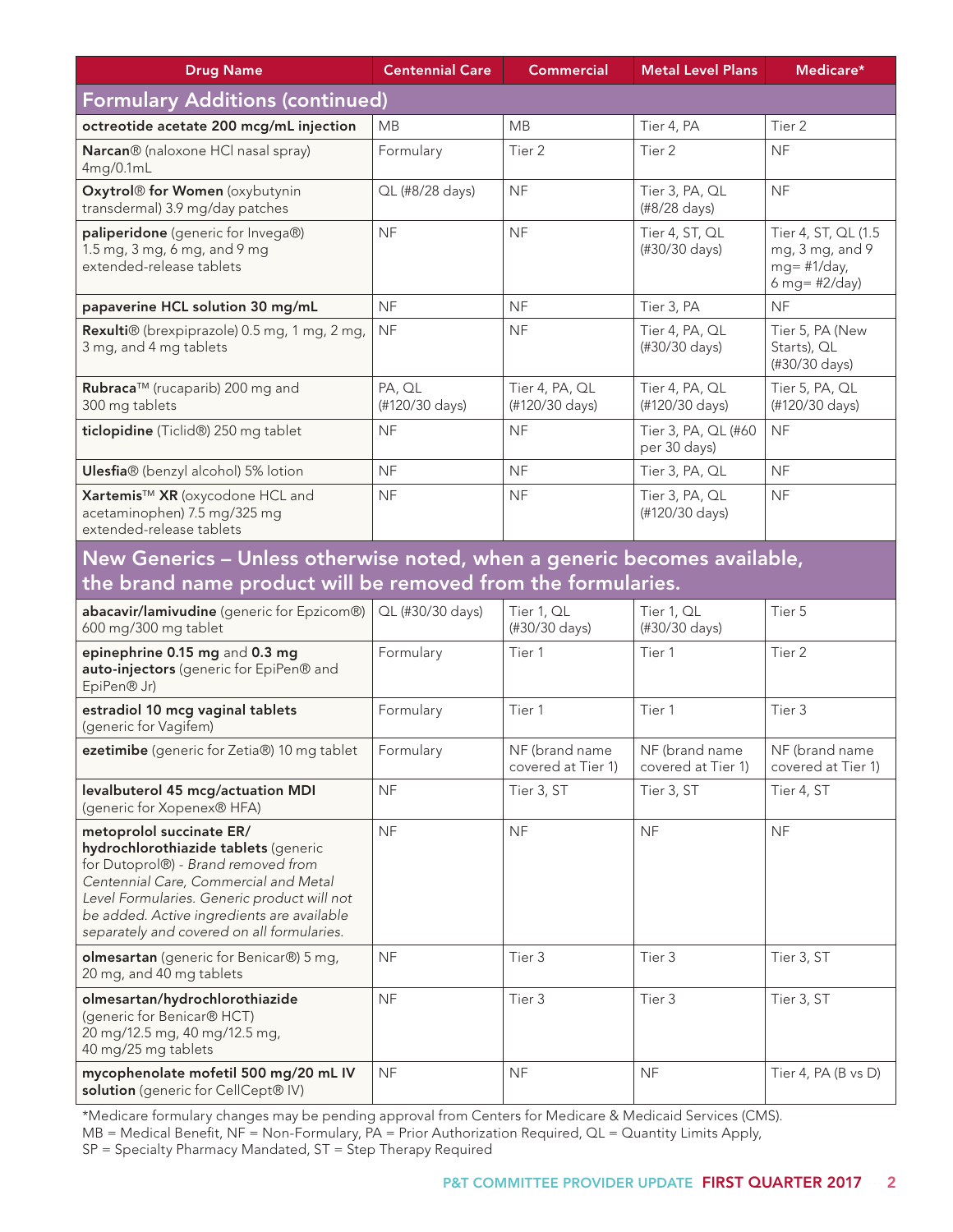| Drug Name | Centennial Care | Commercial | Metal Level Plans | Medicare* |
|---|---|---|---|---|
| **Formulary Additions (continued)** | | | | |
| **octreotide acetate 200 mcg/mL injection** | MB | MB | Tier 4, PA | Tier 2 |
| **Narcan®** (naloxone HCl nasal spray) 4mg/0.1mL | Formulary | Tier 2 | Tier 2 | NF |
| **Oxytrol® for Women** (oxybutynin transdermal) 3.9 mg/day patches | QL (#8/28 days) | NF | Tier 3, PA, QL (#8/28 days) | NF |
| **paliperidone** (generic for Invega®) 1.5 mg, 3 mg, 6 mg, and 9 mg extended-release tablets | NF | NF | Tier 4, ST, QL (#30/30 days) | Tier 4, ST, QL (1.5 mg, 3 mg, and 9 mg= #1/day, 6 mg= #2/day) |
| **papaverine HCL solution 30 mg/mL** | NF | NF | Tier 3, PA | NF |
| **Rexulti®** (brexpiprazole) 0.5 mg, 1 mg, 2 mg, 3 mg, and 4 mg tablets | NF | NF | Tier 4, PA, QL (#30/30 days) | Tier 5, PA (New Starts), QL (#30/30 days) |
| **Rubraca™** (rucaparib) 200 mg and 300 mg tablets | PA, QL (#120/30 days) | Tier 4, PA, QL (#120/30 days) | Tier 4, PA, QL (#120/30 days) | Tier 5, PA, QL (#120/30 days) |
| **ticlopidine** (Ticlid®) 250 mg tablet | NF | NF | Tier 3, PA, QL (#60 per 30 days) | NF |
| **Ulesfia®** (benzyl alcohol) 5% lotion | NF | NF | Tier 3, PA, QL | NF |
| **Xartemis™ XR** (oxycodone HCL and acetaminophen) 7.5 mg/325 mg extended-release tablets | NF | NF | Tier 3, PA, QL (#120/30 days) | NF |
| **New Generics – Unless otherwise noted, when a generic becomes available, the brand name product will be removed from the formularies.** | | | | |
| **abacavir/lamivudine** (generic for Epzicom®) 600 mg/300 mg tablet | QL (#30/30 days) | Tier 1, QL (#30/30 days) | Tier 1, QL (#30/30 days) | Tier 5 |
| **epinephrine 0.15 mg** and **0.3 mg auto-injectors** (generic for EpiPen® and EpiPen® Jr) | Formulary | Tier 1 | Tier 1 | Tier 2 |
| **estradiol 10 mcg vaginal tablets** (generic for Vagifem) | Formulary | Tier 1 | Tier 1 | Tier 3 |
| **ezetimibe** (generic for Zetia®) 10 mg tablet | Formulary | NF (brand name covered at Tier 1) | NF (brand name covered at Tier 1) | NF (brand name covered at Tier 1) |
| **levalbuterol 45 mcg/actuation MDI** (generic for Xopenex® HFA) | NF | Tier 3, ST | Tier 3, ST | Tier 4, ST |
| **metoprolol succinate ER/ hydrochlorothiazide tablets** (generic for Dutoprol®) - *Brand removed from Centennial Care, Commercial and Metal Level Formularies. Generic product will not be added. Active ingredients are available separately and covered on all formularies.* | NF | NF | NF | NF |
| **olmesartan** (generic for Benicar®) 5 mg, 20 mg, and 40 mg tablets | NF | Tier 3 | Tier 3 | Tier 3, ST |
| **olmesartan/hydrochlorothiazide** (generic for Benicar® HCT) 20 mg/12.5 mg, 40 mg/12.5 mg, 40 mg/25 mg tablets | NF | Tier 3 | Tier 3 | Tier 3, ST |
| **mycophenolate mofetil 500 mg/20 mL IV solution** (generic for CellCept® IV) | NF | NF | NF | Tier 4, PA (B vs D) |

*Medicare formulary changes may be pending approval from Centers for Medicare & Medicaid Services (CMS).
MB = Medical Benefit, NF = Non-Formulary, PA = Prior Authorization Required, QL = Quantity Limits Apply,
SP = Specialty Pharmacy Mandated, ST = Step Therapy Required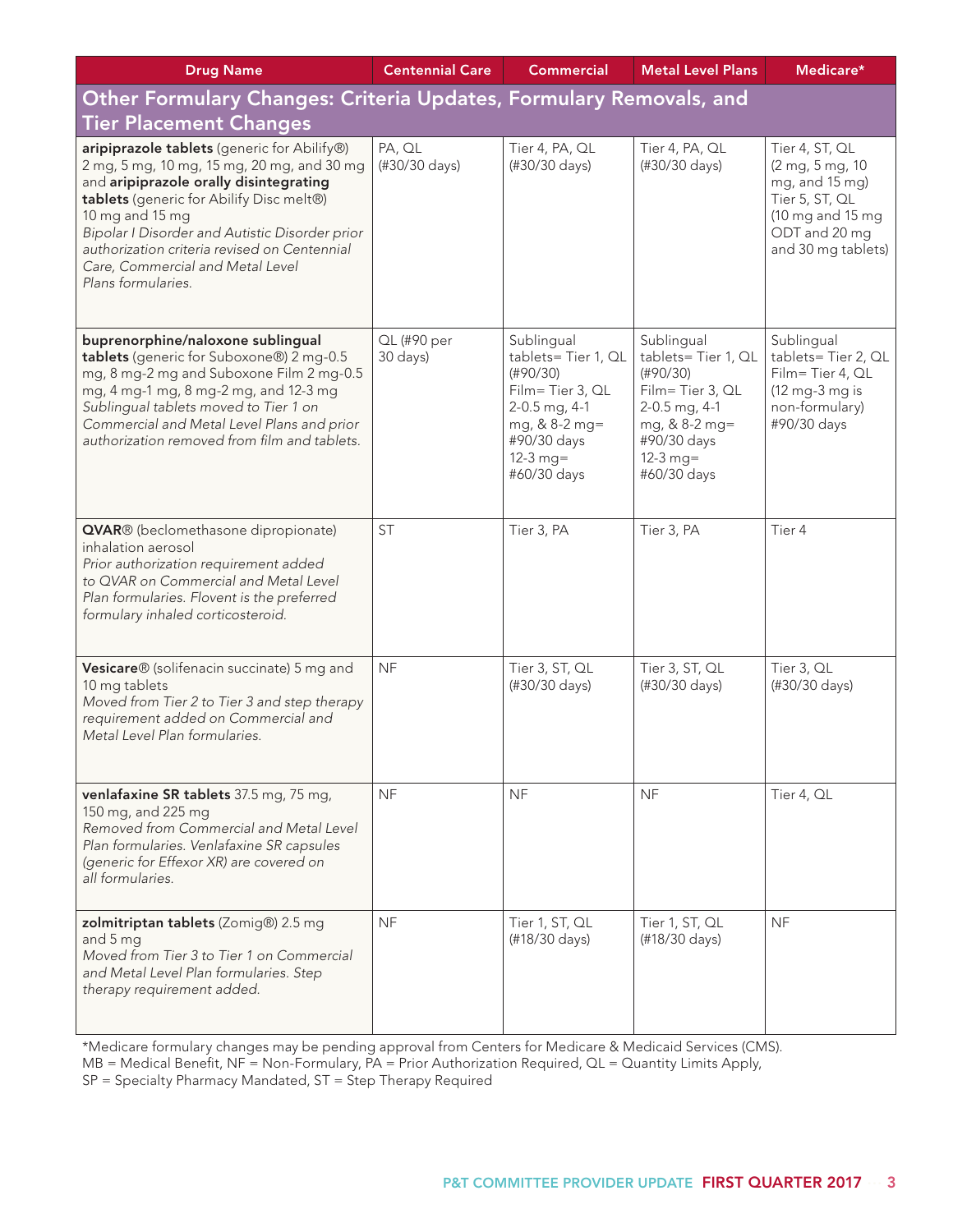| Drug Name | Centennial Care | Commercial | Metal Level Plans | Medicare* |
|---|---|---|---|---|
| **Other Formulary Changes: Criteria Updates, Formulary Removals, and Tier Placement Changes** | | | | |
| **aripiprazole tablets** (generic for Abilify®) 2 mg, 5 mg, 10 mg, 15 mg, 20 mg, and 30 mg and **aripiprazole orally disintegrating tablets** (generic for Abilify Disc melt®) 10 mg and 15 mg *Bipolar I Disorder and Autistic Disorder prior authorization criteria revised on Centennial Care, Commercial and Metal Level Plans formularies.* | PA, QL (#30/30 days) | Tier 4, PA, QL (#30/30 days) | Tier 4, PA, QL (#30/30 days) | Tier 4, ST, QL (2 mg, 5 mg, 10 mg, and 15 mg) Tier 5, ST, QL (10 mg and 15 mg ODT and 20 mg and 30 mg tablets) |
| **buprenorphine/naloxone sublingual tablets** (generic for Suboxone®) 2 mg-0.5 mg, 8 mg-2 mg and Suboxone Film 2 mg-0.5 mg, 4 mg-1 mg, 8 mg-2 mg, and 12-3 mg *Sublingual tablets moved to Tier 1 on Commercial and Metal Level Plans and prior authorization removed from film and tablets.* | QL (#90 per 30 days) | Sublingual tablets= Tier 1, QL (#90/30) Film= Tier 3, QL 2-0.5 mg, 4-1 mg, & 8-2 mg= #90/30 days 12-3 mg= #60/30 days | Sublingual tablets= Tier 1, QL (#90/30) Film= Tier 3, QL 2-0.5 mg, 4-1 mg, & 8-2 mg= #90/30 days 12-3 mg= #60/30 days | Sublingual tablets= Tier 2, QL Film= Tier 4, QL (12 mg-3 mg is non-formulary) #90/30 days |
| **QVAR®** (beclomethasone dipropionate) inhalation aerosol *Prior authorization requirement added to QVAR on Commercial and Metal Level Plan formularies. Flovent is the preferred formulary inhaled corticosteroid.* | ST | Tier 3, PA | Tier 3, PA | Tier 4 |
| **Vesicare®** (solifenacin succinate) 5 mg and 10 mg tablets *Moved from Tier 2 to Tier 3 and step therapy requirement added on Commercial and Metal Level Plan formularies.* | NF | Tier 3, ST, QL (#30/30 days) | Tier 3, ST, QL (#30/30 days) | Tier 3, QL (#30/30 days) |
| **venlafaxine SR tablets** 37.5 mg, 75 mg, 150 mg, and 225 mg *Removed from Commercial and Metal Level Plan formularies. Venlafaxine SR capsules (generic for Effexor XR) are covered on all formularies.* | NF | NF | NF | Tier 4, QL |
| **zolmitriptan tablets** (Zomig®) 2.5 mg and 5 mg *Moved from Tier 3 to Tier 1 on Commercial and Metal Level Plan formularies. Step therapy requirement added.* | NF | Tier 1, ST, QL (#18/30 days) | Tier 1, ST, QL (#18/30 days) | NF |

*Medicare formulary changes may be pending approval from Centers for Medicare & Medicaid Services (CMS).
MB = Medical Benefit, NF = Non-Formulary, PA = Prior Authorization Required, QL = Quantity Limits Apply,
SP = Specialty Pharmacy Mandated, ST = Step Therapy Required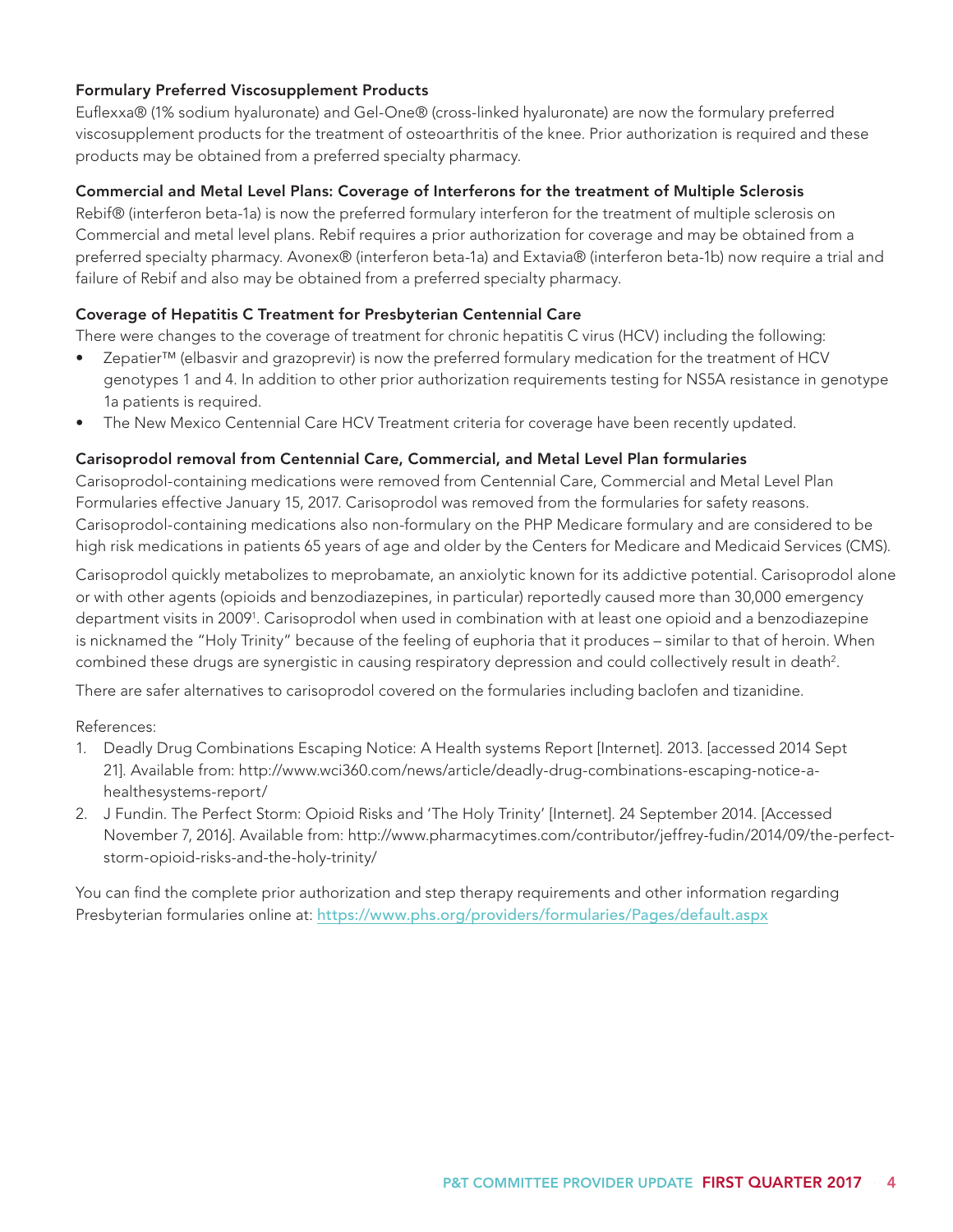### Formulary Preferred Viscosupplement Products

Euflexxa® (1% sodium hyaluronate) and Gel-One® (cross-linked hyaluronate) are now the formulary preferred viscosupplement products for the treatment of osteoarthritis of the knee. Prior authorization is required and these products may be obtained from a preferred specialty pharmacy.

### Commercial and Metal Level Plans: Coverage of Interferons for the treatment of Multiple Sclerosis

Rebif® (interferon beta-1a) is now the preferred formulary interferon for the treatment of multiple sclerosis on Commercial and metal level plans. Rebif requires a prior authorization for coverage and may be obtained from a preferred specialty pharmacy. Avonex® (interferon beta-1a) and Extavia® (interferon beta-1b) now require a trial and failure of Rebif and also may be obtained from a preferred specialty pharmacy.

### Coverage of Hepatitis C Treatment for Presbyterian Centennial Care

There were changes to the coverage of treatment for chronic hepatitis C virus (HCV) including the following:

- Zepatier™ (elbasvir and grazoprevir) is now the preferred formulary medication for the treatment of HCV genotypes 1 and 4. In addition to other prior authorization requirements testing for NS5A resistance in genotype 1a patients is required.
- The New Mexico Centennial Care HCV Treatment criteria for coverage have been recently updated.

### Carisoprodol removal from Centennial Care, Commercial, and Metal Level Plan formularies

Carisoprodol-containing medications were removed from Centennial Care, Commercial and Metal Level Plan Formularies effective January 15, 2017. Carisoprodol was removed from the formularies for safety reasons. Carisoprodol-containing medications also non-formulary on the PHP Medicare formulary and are considered to be high risk medications in patients 65 years of age and older by the Centers for Medicare and Medicaid Services (CMS).

Carisoprodol quickly metabolizes to meprobamate, an anxiolytic known for its addictive potential. Carisoprodol alone or with other agents (opioids and benzodiazepines, in particular) reportedly caused more than 30,000 emergency department visits in 2009[1]. Carisoprodol when used in combination with at least one opioid and a benzodiazepine is nicknamed the "Holy Trinity" because of the feeling of euphoria that it produces – similar to that of heroin. When combined these drugs are synergistic in causing respiratory depression and could collectively result in death[2].

There are safer alternatives to carisoprodol covered on the formularies including baclofen and tizanidine.

References:

1. Deadly Drug Combinations Escaping Notice: A Health systems Report [Internet]. 2013. [accessed 2014 Sept 21]. Available from: http://www.wci360.com/news/article/deadly-drug-combinations-escaping-notice-a-healthesystems-report/
2. J Fundin. The Perfect Storm: Opioid Risks and 'The Holy Trinity' [Internet]. 24 September 2014. [Accessed November 7, 2016]. Available from: http://www.pharmacytimes.com/contributor/jeffrey-fudin/2014/09/the-perfect-storm-opioid-risks-and-the-holy-trinity/

You can find the complete prior authorization and step therapy requirements and other information regarding Presbyterian formularies online at: https://www.phs.org/providers/formularies/Pages/default.aspx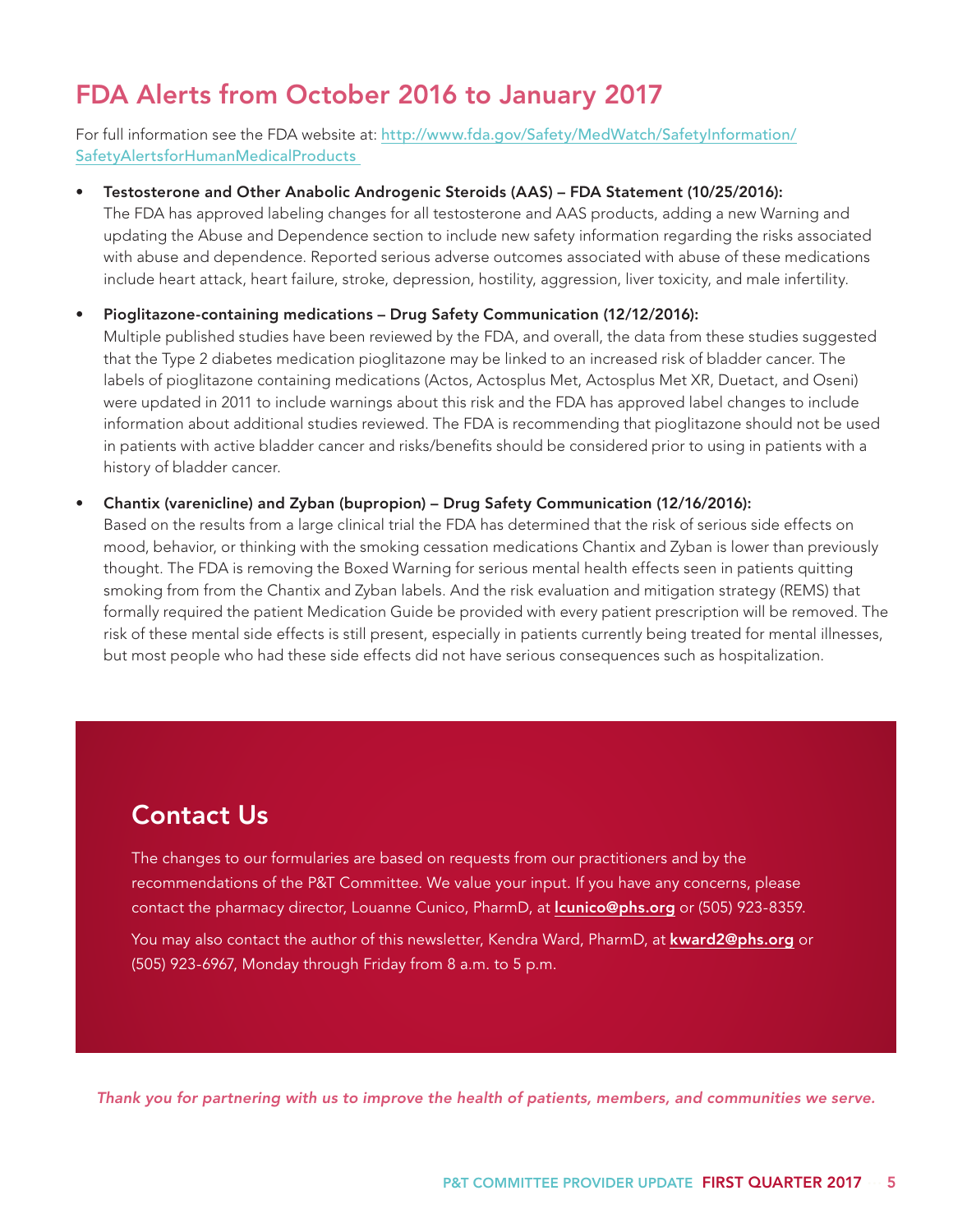## FDA Alerts from October 2016 to January 2017

For full information see the FDA website at: http://www.fda.gov/Safety/MedWatch/SafetyInformation/SafetyAlertsforHumanMedicalProducts

- **Testosterone and Other Anabolic Androgenic Steroids (AAS) – FDA Statement (10/25/2016):** The FDA has approved labeling changes for all testosterone and AAS products, adding a new Warning and updating the Abuse and Dependence section to include new safety information regarding the risks associated with abuse and dependence. Reported serious adverse outcomes associated with abuse of these medications include heart attack, heart failure, stroke, depression, hostility, aggression, liver toxicity, and male infertility.
- **Pioglitazone-containing medications – Drug Safety Communication (12/12/2016):** Multiple published studies have been reviewed by the FDA, and overall, the data from these studies suggested that the Type 2 diabetes medication pioglitazone may be linked to an increased risk of bladder cancer. The labels of pioglitazone containing medications (Actos, Actosplus Met, Actosplus Met XR, Duetact, and Oseni) were updated in 2011 to include warnings about this risk and the FDA has approved label changes to include information about additional studies reviewed. The FDA is recommending that pioglitazone should not be used in patients with active bladder cancer and risks/benefits should be considered prior to using in patients with a history of bladder cancer.
- **Chantix (varenicline) and Zyban (bupropion) – Drug Safety Communication (12/16/2016):** Based on the results from a large clinical trial the FDA has determined that the risk of serious side effects on mood, behavior, or thinking with the smoking cessation medications Chantix and Zyban is lower than previously thought. The FDA is removing the Boxed Warning for serious mental health effects seen in patients quitting smoking from from the Chantix and Zyban labels. And the risk evaluation and mitigation strategy (REMS) that formally required the patient Medication Guide be provided with every patient prescription will be removed. The risk of these mental side effects is still present, especially in patients currently being treated for mental illnesses, but most people who had these side effects did not have serious consequences such as hospitalization.

## Contact Us

The changes to our formularies are based on requests from our practitioners and by the recommendations of the P&T Committee. We value your input. If you have any concerns, please contact the pharmacy director, Louanne Cunico, PharmD, at **lcunico@phs.org** or (505) 923-8359.

You may also contact the author of this newsletter, Kendra Ward, PharmD, at **kward2@phs.org** or (505) 923-6967, Monday through Friday from 8 a.m. to 5 p.m.

*Thank you for partnering with us to improve the health of patients, members, and communities we serve.*